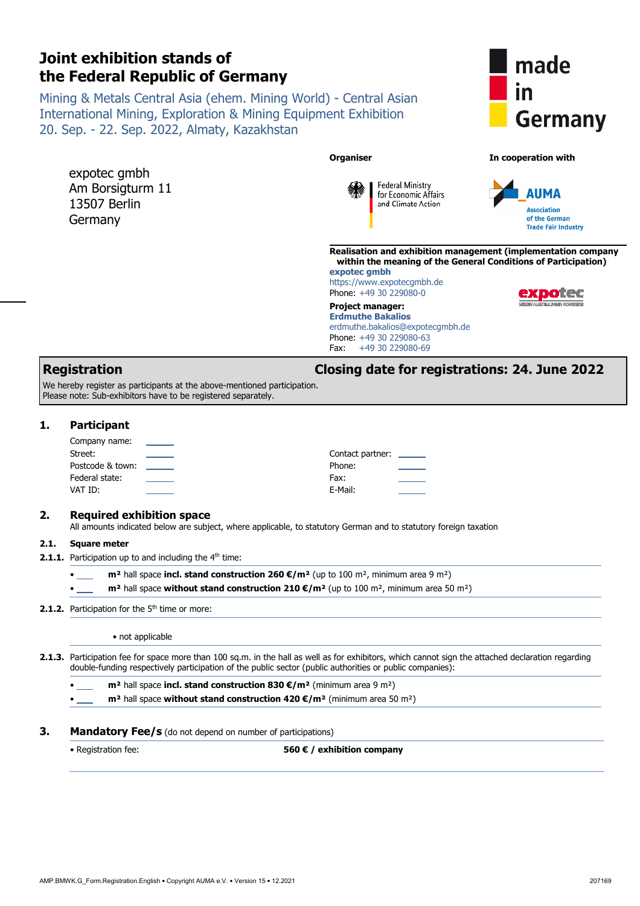# Joint exhibition stands of the Federal Republic of Germany

Mining & Metals Central Asia (ehem. Mining World) - Central Asian International Mining, Exploration & Mining Equipment Exhibition
20. Sep. - 22. Sep. 2022, Almaty, Kazakhstan

made in Germany

expotec gmbh
Am Borsigturm 11
13507 Berlin
Germany

**Organiser**

Federal Ministry for Economic Affairs and Climate Action

**In cooperation with**

AUMA
Association of the German Trade Fair Industry

**Realisation and exhibition management (implementation company within the meaning of the General Conditions of Participation)**
**expotec gmbh**
https://www.expotecgmbh.de
Phone: +49 30 229080-0
**Project manager:**
**Erdmuthe Bakalios**
erdmuthe.bakalios@expotecgmbh.de
Phone: +49 30 229080-63
Fax: +49 30 229080-69

## Registration

**Closing date for registrations: 24. June 2022**

We hereby register as participants at the above-mentioned participation.
Please note: Sub-exhibitors have to be registered separately.

## 1. Participant

Company name: \_\_\_\_
Street: \_\_\_\_
Postcode & town: \_\_\_\_
Federal state: \_\_\_\_
VAT ID: \_\_\_\_

Contact partner: \_\_\_\_
Phone: \_\_\_\_
Fax: \_\_\_\_
E-Mail: \_\_\_\_

## 2. Required exhibition space

All amounts indicated below are subject, where applicable, to statutory German and to statutory foreign taxation

### 2.1. Square meter

**2.1.1.** Participation up to and including the 4th time:

- \_\_\_\_ **m²** hall space **incl. stand construction 260 €/m²** (up to 100 m², minimum area 9 m²)
- \_\_\_\_ **m²** hall space **without stand construction 210 €/m²** (up to 100 m², minimum area 50 m²)

**2.1.2.** Participation for the 5th time or more:

- not applicable

**2.1.3.** Participation fee for space more than 100 sq.m. in the hall as well as for exhibitors, which cannot sign the attached declaration regarding double-funding respectively participation of the public sector (public authorities or public companies):

- \_\_\_\_ **m²** hall space **incl. stand construction 830 €/m²** (minimum area 9 m²)
- \_\_\_\_ **m²** hall space **without stand construction 420 €/m²** (minimum area 50 m²)

## 3. Mandatory Fee/s (do not depend on number of participations)

- Registration fee: **560 € / exhibition company**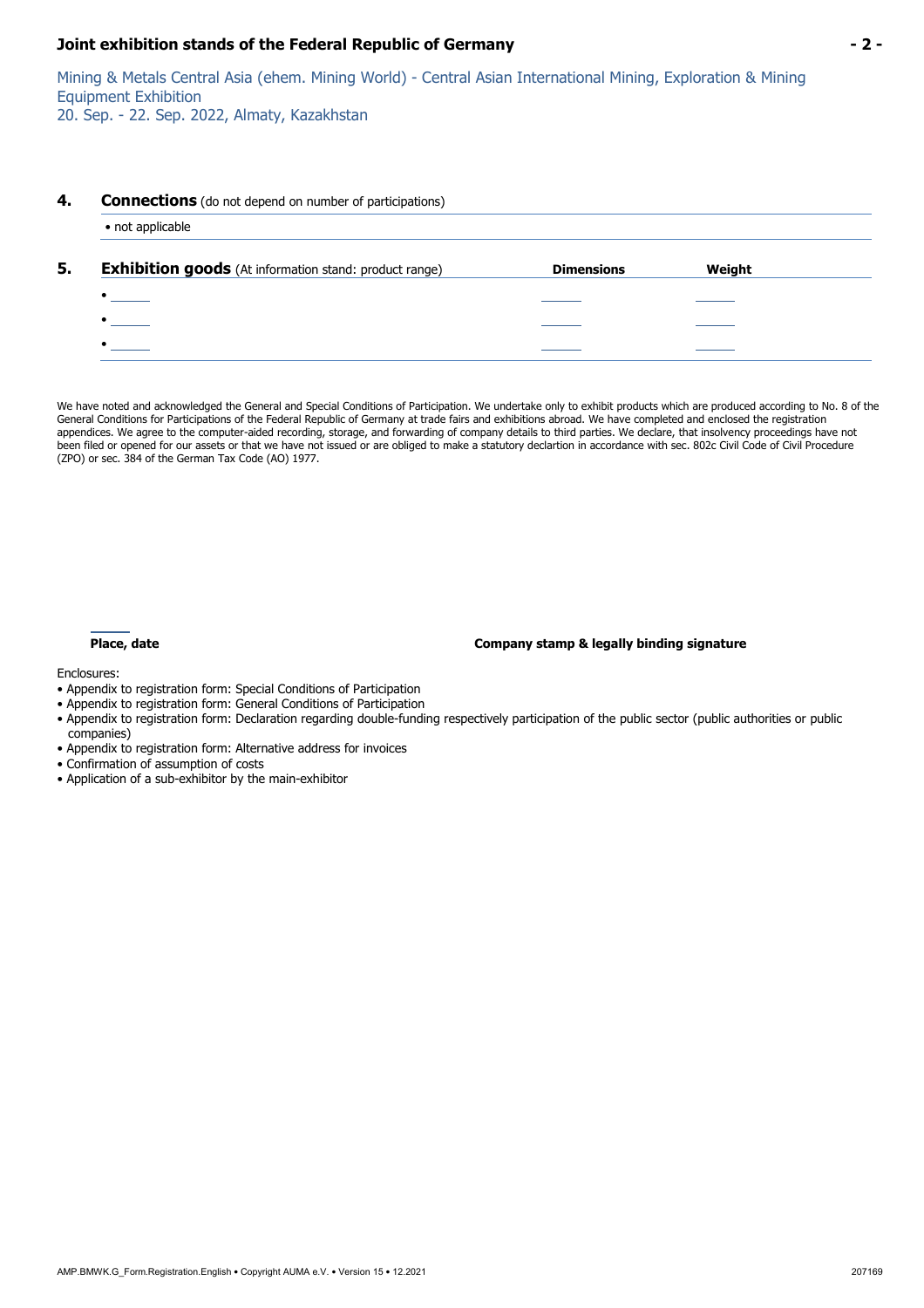**Joint exhibition stands of the Federal Republic of Germany**

Mining & Metals Central Asia (ehem. Mining World) - Central Asian International Mining, Exploration & Mining Equipment Exhibition
20. Sep. - 22. Sep. 2022, Almaty, Kazakhstan

## 4. **Connections** (do not depend on number of participations)

- not applicable

## 5. **Exhibition goods** (At information stand: product range)

| Exhibition goods | Dimensions | Weight |
|---|---|---|
| • ______ | ______ | ______ |
| • ______ | ______ | ______ |
| • ______ | ______ | ______ |

We have noted and acknowledged the General and Special Conditions of Participation. We undertake only to exhibit products which are produced according to No. 8 of the General Conditions for Participations of the Federal Republic of Germany at trade fairs and exhibitions abroad. We have completed and enclosed the registration appendices. We agree to the computer-aided recording, storage, and forwarding of company details to third parties. We declare, that insolvency proceedings have not been filed or opened for our assets or that we have not issued or are obliged to make a statutory declartion in accordance with sec. 802c Civil Code of Civil Procedure (ZPO) or sec. 384 of the German Tax Code (AO) 1977.

**Place, date** **Company stamp & legally binding signature**

Enclosures:

- Appendix to registration form: Special Conditions of Participation
- Appendix to registration form: General Conditions of Participation
- Appendix to registration form: Declaration regarding double-funding respectively participation of the public sector (public authorities or public companies)
- Appendix to registration form: Alternative address for invoices
- Confirmation of assumption of costs
- Application of a sub-exhibitor by the main-exhibitor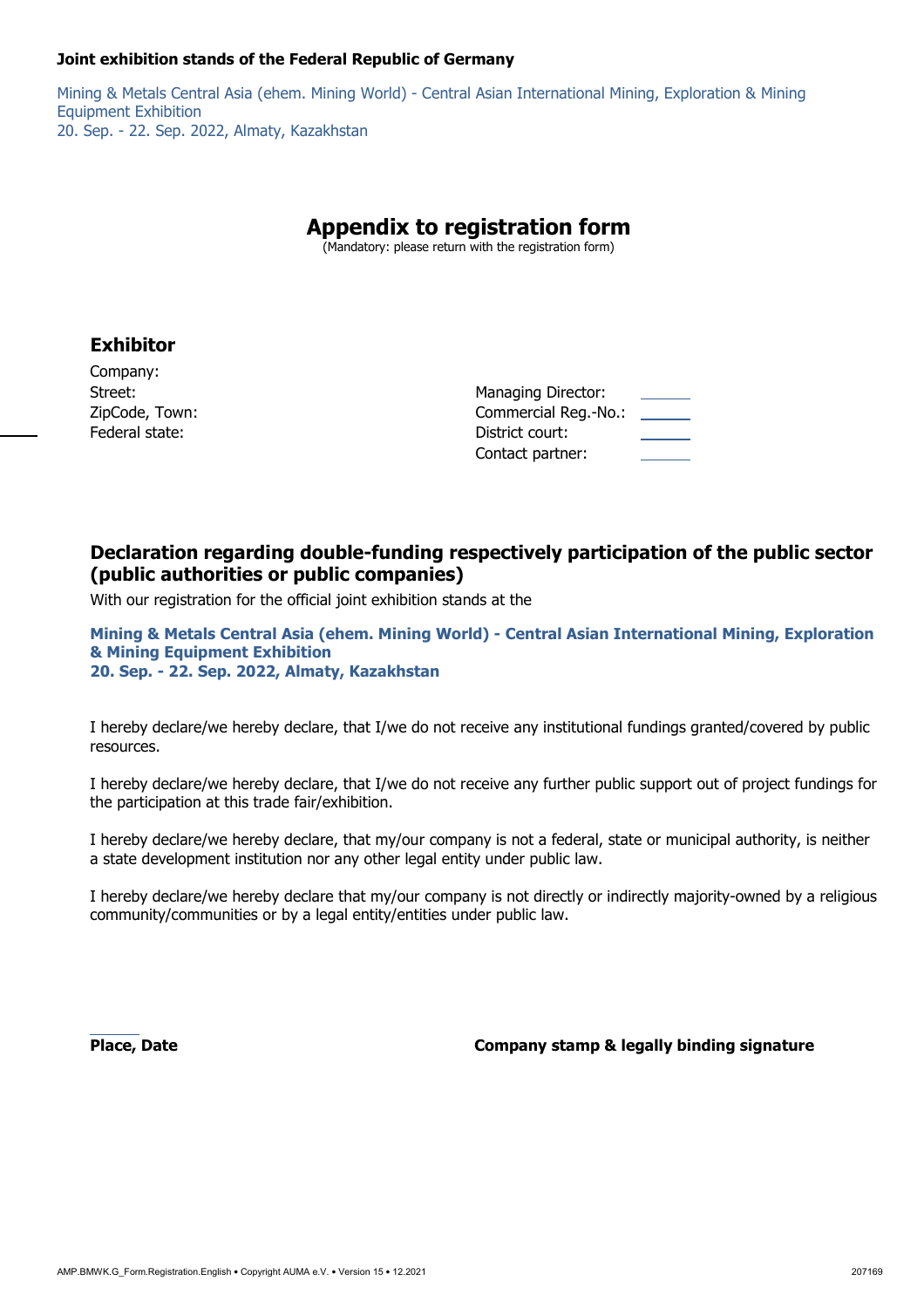**Joint exhibition stands of the Federal Republic of Germany**

Mining & Metals Central Asia (ehem. Mining World) - Central Asian International Mining, Exploration & Mining Equipment Exhibition
20. Sep. - 22. Sep. 2022, Almaty, Kazakhstan

# Appendix to registration form

(Mandatory: please return with the registration form)

## Exhibitor

Company:
Street:
ZipCode, Town:
Federal state:

Managing Director:
Commercial Reg.-No.:
District court:
Contact partner:

## Declaration regarding double-funding respectively participation of the public sector (public authorities or public companies)

With our registration for the official joint exhibition stands at the

**Mining & Metals Central Asia (ehem. Mining World) - Central Asian International Mining, Exploration & Mining Equipment Exhibition**
**20. Sep. - 22. Sep. 2022, Almaty, Kazakhstan**

I hereby declare/we hereby declare, that I/we do not receive any institutional fundings granted/covered by public resources.

I hereby declare/we hereby declare, that I/we do not receive any further public support out of project fundings for the participation at this trade fair/exhibition.

I hereby declare/we hereby declare, that my/our company is not a federal, state or municipal authority, is neither a state development institution nor any other legal entity under public law.

I hereby declare/we hereby declare that my/our company is not directly or indirectly majority-owned by a religious community/communities or by a legal entity/entities under public law.

**Place, Date**

**Company stamp & legally binding signature**

AMP.BMWK.G_Form.Registration.English • Copyright AUMA e.V. • Version 15 • 12.2021 207169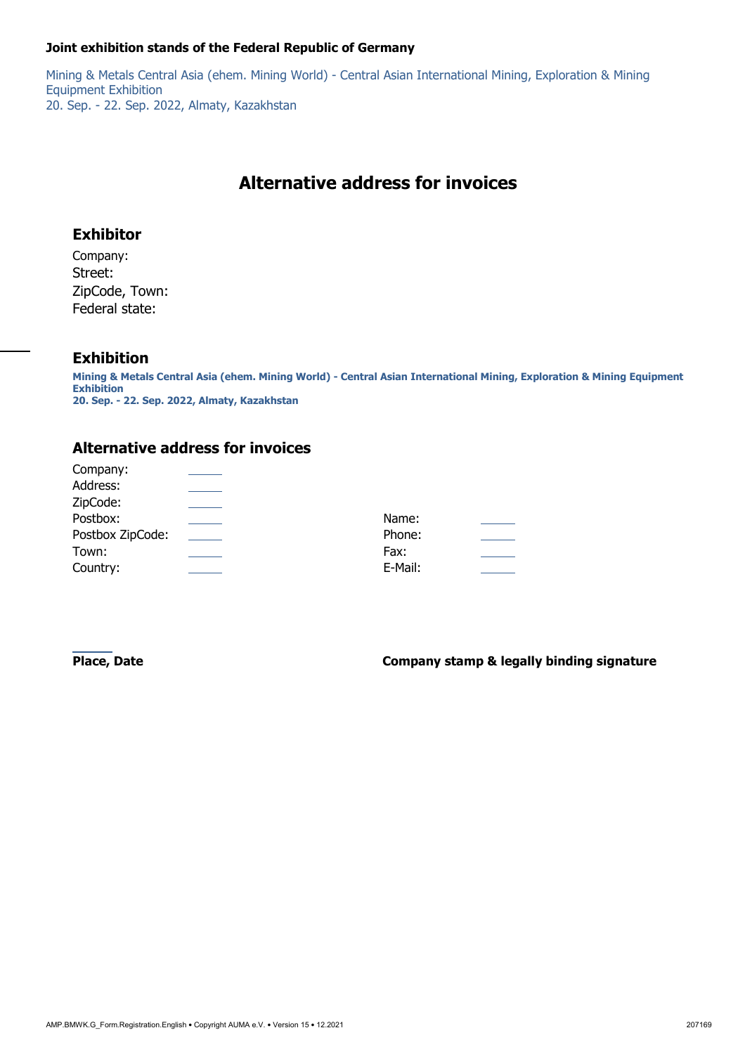**Joint exhibition stands of the Federal Republic of Germany**

Mining & Metals Central Asia (ehem. Mining World) - Central Asian International Mining, Exploration & Mining Equipment Exhibition
20. Sep. - 22. Sep. 2022, Almaty, Kazakhstan

# Alternative address for invoices

## Exhibitor

Company:
Street:
ZipCode, Town:
Federal state:

## Exhibition

**Mining & Metals Central Asia (ehem. Mining World) - Central Asian International Mining, Exploration & Mining Equipment Exhibition**
**20. Sep. - 22. Sep. 2022, Almaty, Kazakhstan**

## Alternative address for invoices

Company: ______
Address: ______
ZipCode: ______
Postbox: ______
Postbox ZipCode: ______
Town: ______
Country: ______

Name: ______
Phone: ______
Fax: ______
E-Mail: ______

______
**Place, Date**

**Company stamp & legally binding signature**

AMP.BMWK.G_Form.Registration.English • Copyright AUMA e.V. • Version 15 • 12.2021 207169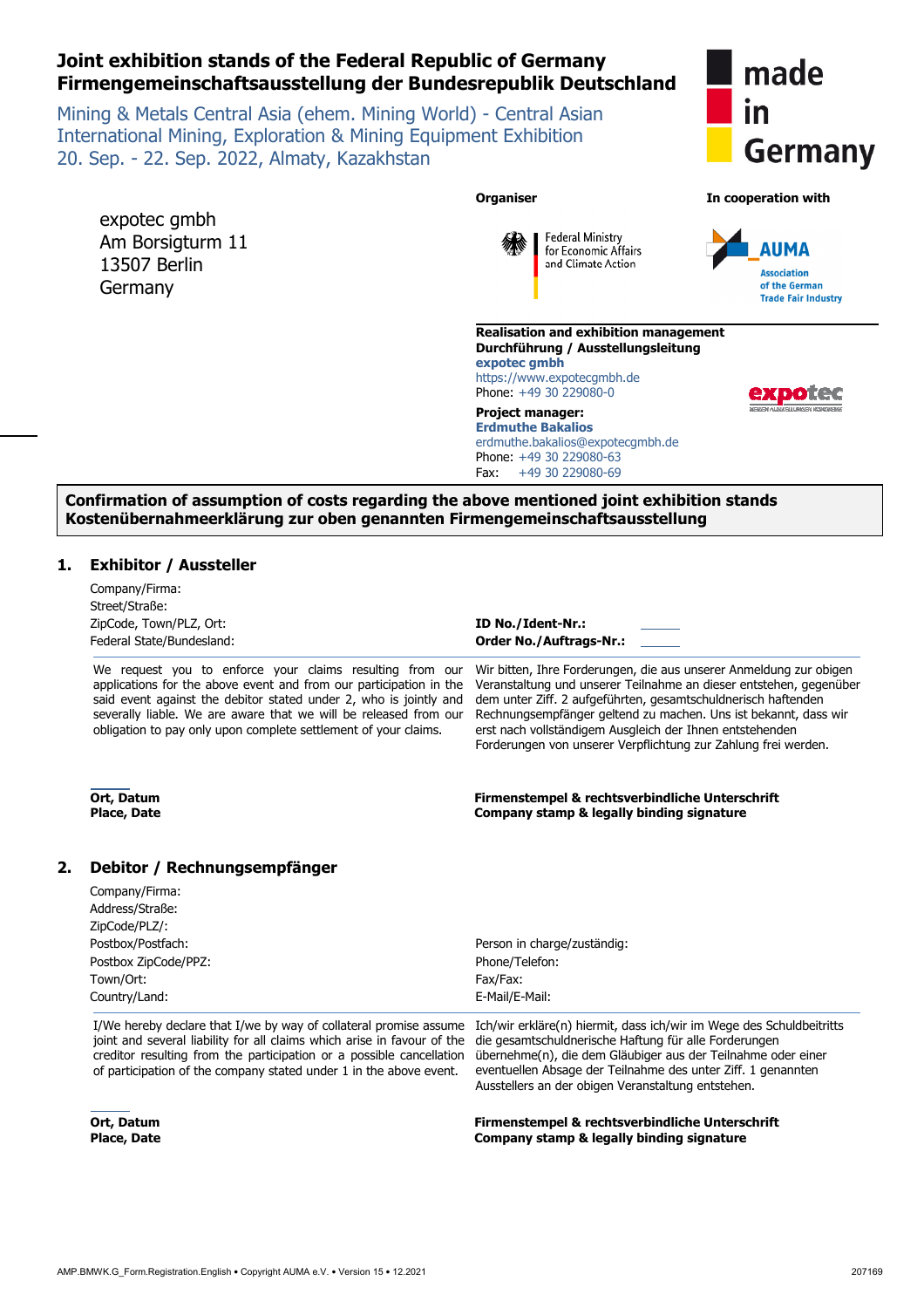# Joint exhibition stands of the Federal Republic of Germany
# Firmengemeinschaftsausstellung der Bundesrepublik Deutschland

Mining & Metals Central Asia (ehem. Mining World) - Central Asian International Mining, Exploration & Mining Equipment Exhibition
20. Sep. - 22. Sep. 2022, Almaty, Kazakhstan

made in Germany

expotec gmbh
Am Borsigturm 11
13507 Berlin
Germany

**Organiser**

Federal Ministry for Economic Affairs and Climate Action

**In cooperation with**

AUMA Association of the German Trade Fair Industry

**Realisation and exhibition management**
**Durchführung / Ausstellungsleitung**
**expotec gmbh**
https://www.expotecgmbh.de
Phone: +49 30 229080-0

**Project manager:**
**Erdmuthe Bakalios**
erdmuthe.bakalios@expotecgmbh.de
Phone: +49 30 229080-63
Fax: +49 30 229080-69

**Confirmation of assumption of costs regarding the above mentioned joint exhibition stands**
**Kostenübernahmeerklärung zur oben genannten Firmengemeinschaftsausstellung**

## 1. Exhibitor / Aussteller

Company/Firma:
Street/Straße:
ZipCode, Town/PLZ, Ort:
Federal State/Bundesland:

**ID No./Ident-Nr.:**
**Order No./Auftrags-Nr.:**

We request you to enforce your claims resulting from our applications for the above event and from our participation in the said event against the debitor stated under 2, who is jointly and severally liable. We are aware that we will be released from our obligation to pay only upon complete settlement of your claims.

Wir bitten, Ihre Forderungen, die aus unserer Anmeldung zur obigen Veranstaltung und unserer Teilnahme an dieser entstehen, gegenüber dem unter Ziff. 2 aufgeführten, gesamtschuldnerisch haftenden Rechnungsempfänger geltend zu machen. Uns ist bekannt, dass wir erst nach vollständigem Ausgleich der Ihnen entstehenden Forderungen von unserer Verpflichtung zur Zahlung frei werden.

**Ort, Datum**
**Place, Date**

**Firmenstempel & rechtsverbindliche Unterschrift**
**Company stamp & legally binding signature**

## 2. Debitor / Rechnungsempfänger

Company/Firma:
Address/Straße:
ZipCode/PLZ/:
Postbox/Postfach:
Postbox ZipCode/PPZ:
Town/Ort:
Country/Land:

Person in charge/zuständig:
Phone/Telefon:
Fax/Fax:
E-Mail/E-Mail:

I/We hereby declare that I/we by way of collateral promise assume joint and several liability for all claims which arise in favour of the creditor resulting from the participation or a possible cancellation of participation of the company stated under 1 in the above event.

Ich/wir erkläre(n) hiermit, dass ich/wir im Wege des Schuldbeitritts die gesamtschuldnerische Haftung für alle Forderungen übernehme(n), die dem Gläubiger aus der Teilnahme oder einer eventuellen Absage der Teilnahme des unter Ziff. 1 genannten Ausstellers an der obigen Veranstaltung entstehen.

**Ort, Datum**
**Place, Date**

**Firmenstempel & rechtsverbindliche Unterschrift**
**Company stamp & legally binding signature**

AMP.BMWK.G_Form.Registration.English • Copyright AUMA e.V. • Version 15 • 12.2021 — 207169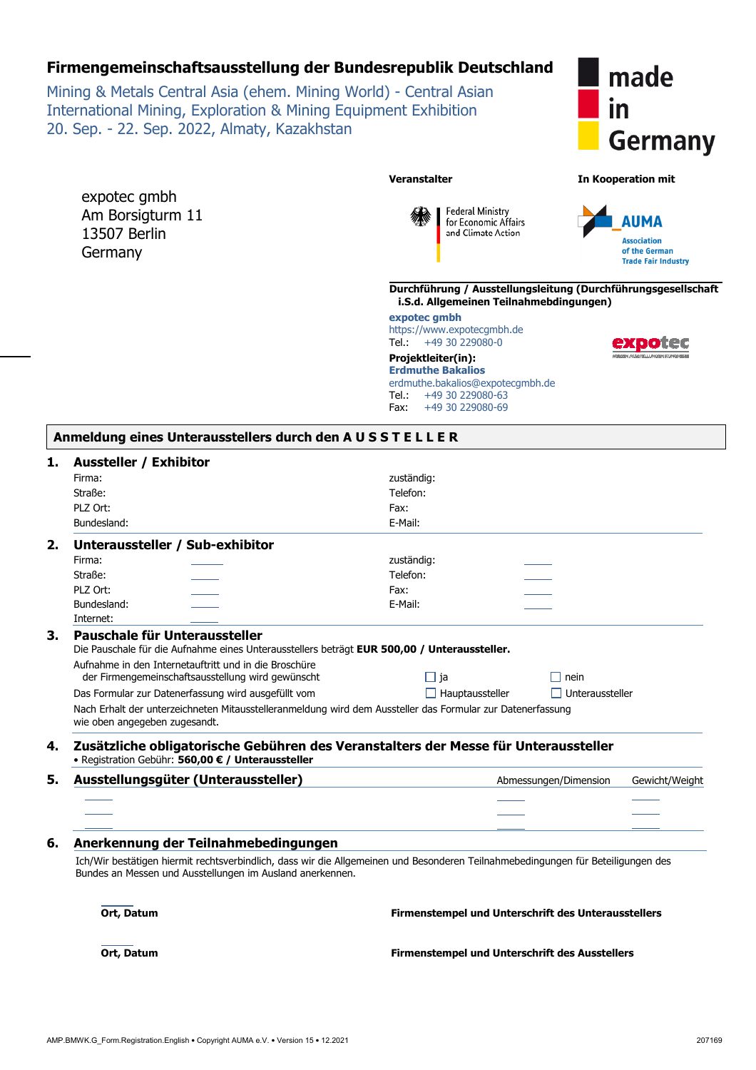# Firmengemeinschaftsausstellung der Bundesrepublik Deutschland

Mining & Metals Central Asia (ehem. Mining World) - Central Asian International Mining, Exploration & Mining Equipment Exhibition
20. Sep. - 22. Sep. 2022, Almaty, Kazakhstan

made in Germany

expotec gmbh
Am Borsigturm 11
13507 Berlin
Germany

**Veranstalter**

Federal Ministry for Economic Affairs and Climate Action

**In Kooperation mit**

AUMA
Association of the German Trade Fair Industry

**Durchführung / Ausstellungsleitung (Durchführungsgesellschaft i.S.d. Allgemeinen Teilnahmebedingungen)**

**expotec gmbh**
https://www.expotecgmbh.de
Tel.: +49 30 229080-0

**Projektleiter(in):**
**Erdmuthe Bakalios**
erdmuthe.bakalios@expotecgmbh.de
Tel.: +49 30 229080-63
Fax: +49 30 229080-69

## Anmeldung eines Unterausstellers durch den A U S S T E L L E R

### 1. Aussteller / Exhibitor

| | |
|---|---|
| Firma: | zuständig: |
| Straße: | Telefon: |
| PLZ Ort: | Fax: |
| Bundesland: | E-Mail: |

### 2. Unteraussteller / Sub-exhibitor

| | | | |
|---|---|---|---|
| Firma: | ______ | zuständig: | ______ |
| Straße: | ______ | Telefon: | ______ |
| PLZ Ort: | ______ | Fax: | ______ |
| Bundesland: | ______ | E-Mail: | ______ |
| Internet: | ______ | | |

### 3. Pauschale für Unteraussteller

Die Pauschale für die Aufnahme eines Unterausstellers beträgt **EUR 500,00 / Unteraussteller.**

Aufnahme in den Internetauftritt und in die Broschüre der Firmengemeinschaftsausstellung wird gewünscht ☐ ja ☐ nein

Das Formular zur Datenerfassung wird ausgefüllt vom ☐ Hauptaussteller ☐ Unteraussteller

Nach Erhalt der unterzeichneten Mitausstelleranmeldung wird dem Aussteller das Formular zur Datenerfassung wie oben angegeben zugesandt.

### 4. Zusätzliche obligatorische Gebühren des Veranstalters der Messe für Unteraussteller

- Registration Gebühr: **560,00 € / Unteraussteller**

### 5. Ausstellungsgüter (Unteraussteller)

| | Abmessungen/Dimension | Gewicht/Weight |
|---|---|---|
| ______ | ______ | ______ |
| ______ | ______ | ______ |
| ______ | ______ | ______ |

### 6. Anerkennung der Teilnahmebedingungen

Ich/Wir bestätigen hiermit rechtsverbindlich, dass wir die Allgemeinen und Besonderen Teilnahmebedingungen für Beteiligungen des Bundes an Messen und Ausstellungen im Ausland anerkennen.

**Ort, Datum** **Firmenstempel und Unterschrift des Unterausstellers**

**Ort, Datum** **Firmenstempel und Unterschrift des Ausstellers**

AMP.BMWK.G_Form.Registration.English • Copyright AUMA e.V. • Version 15 • 12.2021 207169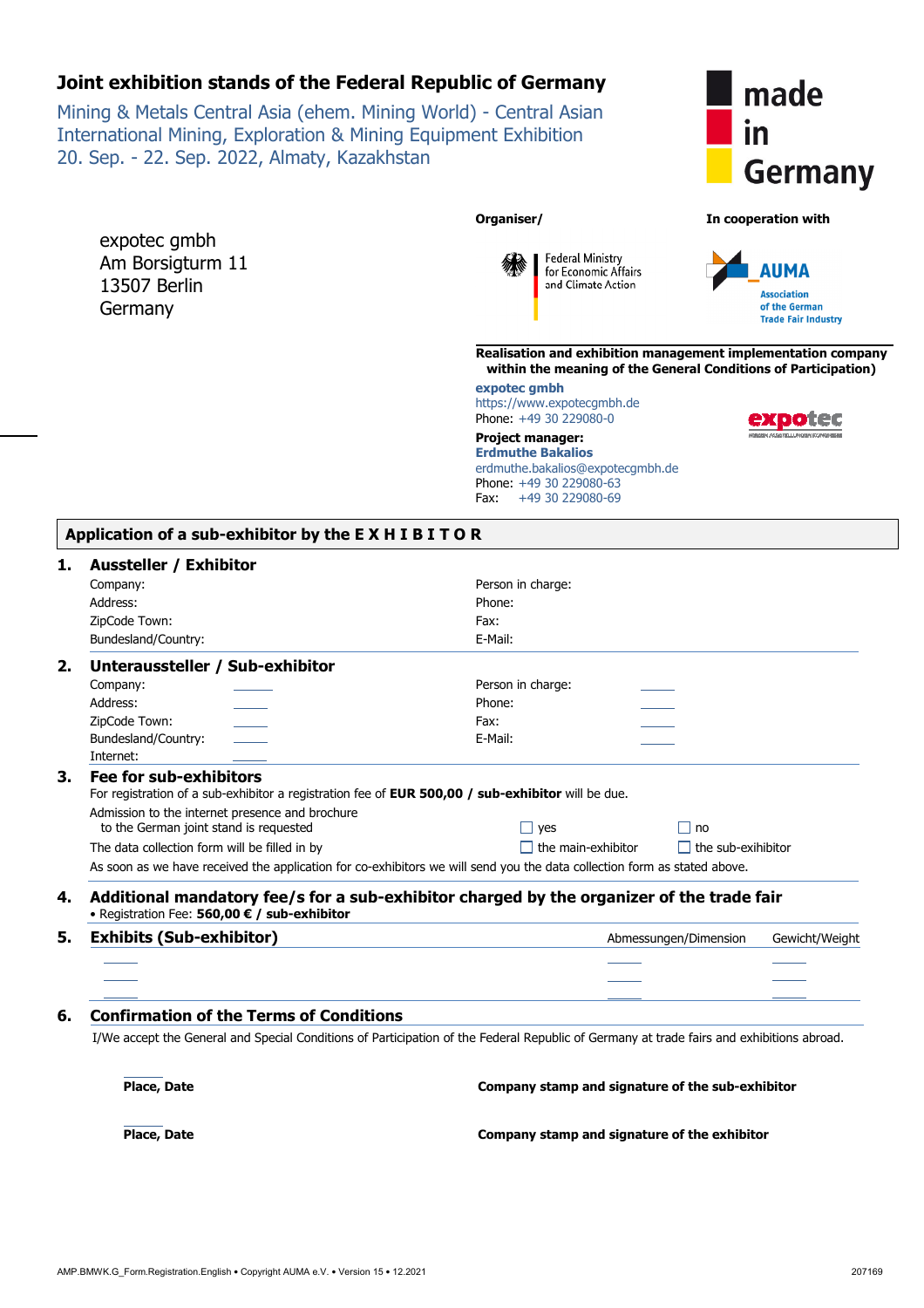# Joint exhibition stands of the Federal Republic of Germany

Mining & Metals Central Asia (ehem. Mining World) - Central Asian International Mining, Exploration & Mining Equipment Exhibition
20. Sep. - 22. Sep. 2022, Almaty, Kazakhstan

made in Germany

expotec gmbh
Am Borsigturm 11
13507 Berlin
Germany

**Organiser/**

Federal Ministry for Economic Affairs and Climate Action

**In cooperation with**

AUMA
Association of the German Trade Fair Industry

**Realisation and exhibition management implementation company within the meaning of the General Conditions of Participation)**

**expotec gmbh**
https://www.expotecgmbh.de
Phone: +49 30 229080-0

**Project manager:**
**Erdmuthe Bakalios**
erdmuthe.bakalios@expotecgmbh.de
Phone: +49 30 229080-63
Fax: +49 30 229080-69

## Application of a sub-exhibitor by the E X H I B I T O R

### 1. Aussteller / Exhibitor

| | |
|---|---|
| Company: | Person in charge: |
| Address: | Phone: |
| ZipCode Town: | Fax: |
| Bundesland/Country: | E-Mail: |

### 2. Unteraussteller / Sub-exhibitor

| | | | |
|---|---|---|---|
| Company: | | Person in charge: | |
| Address: | | Phone: | |
| ZipCode Town: | | Fax: | |
| Bundesland/Country: | | E-Mail: | |
| Internet: | | | |

### 3. Fee for sub-exhibitors

For registration of a sub-exhibitor a registration fee of **EUR 500,00 / sub-exhibitor** will be due.

Admission to the internet presence and brochure to the German joint stand is requested ☐ yes ☐ no

The data collection form will be filled in by ☐ the main-exhibitor ☐ the sub-exihibitor

As soon as we have received the application for co-exhibitors we will send you the data collection form as stated above.

### 4. Additional mandatory fee/s for a sub-exhibitor charged by the organizer of the trade fair

• Registration Fee: **560,00 € / sub-exhibitor**

### 5. Exhibits (Sub-exhibitor)

| | Abmessungen/Dimension | Gewicht/Weight |
|---|---|---|
| | | |
| | | |
| | | |

### 6. Confirmation of the Terms of Conditions

I/We accept the General and Special Conditions of Participation of the Federal Republic of Germany at trade fairs and exhibitions abroad.

**Place, Date** **Company stamp and signature of the sub-exhibitor**

**Place, Date** **Company stamp and signature of the exhibitor**

AMP.BMWK.G_Form.Registration.English • Copyright AUMA e.V. • Version 15 • 12.2021 207169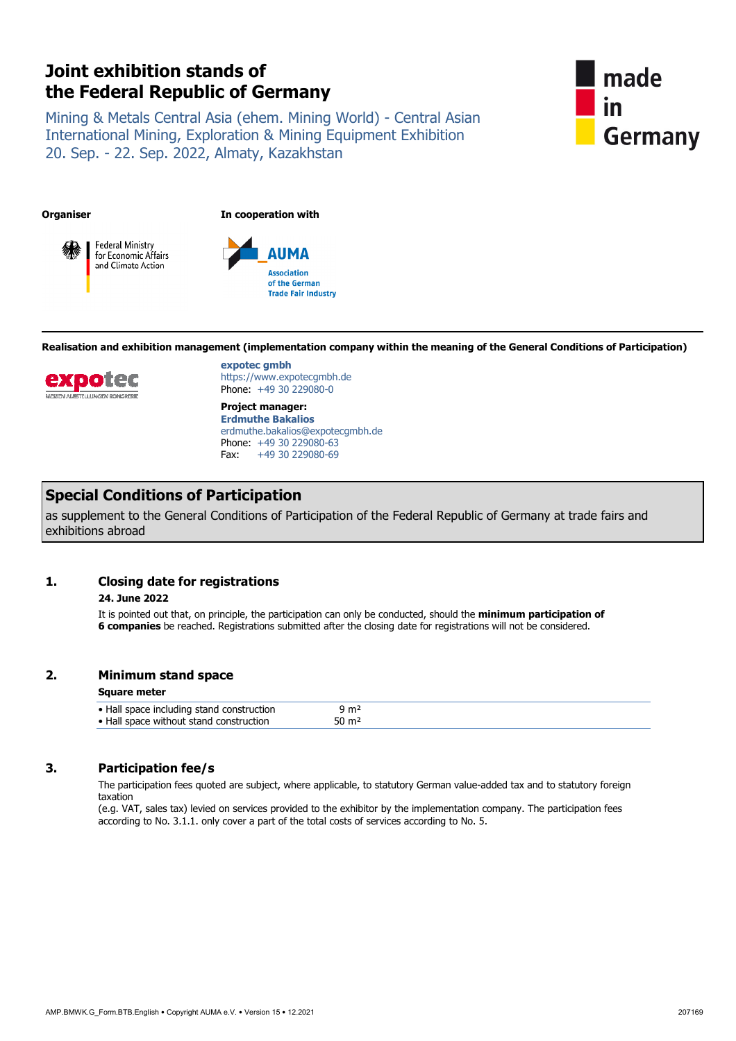# Joint exhibition stands of the Federal Republic of Germany

Mining & Metals Central Asia (ehem. Mining World) - Central Asian International Mining, Exploration & Mining Equipment Exhibition
20. Sep. - 22. Sep. 2022, Almaty, Kazakhstan

made in Germany

**Organiser**

Federal Ministry for Economic Affairs and Climate Action

**In cooperation with**

AUMA
Association of the German Trade Fair Industry

**Realisation and exhibition management (implementation company within the meaning of the General Conditions of Participation)**

**expotec gmbh**
https://www.expotecgmbh.de
Phone: +49 30 229080-0

**Project manager:**
**Erdmuthe Bakalios**
erdmuthe.bakalios@expotecgmbh.de
Phone: +49 30 229080-63
Fax: +49 30 229080-69

## Special Conditions of Participation

as supplement to the General Conditions of Participation of the Federal Republic of Germany at trade fairs and exhibitions abroad

### 1. Closing date for registrations

**24. June 2022**

It is pointed out that, on principle, the participation can only be conducted, should the **minimum participation of 6 companies** be reached. Registrations submitted after the closing date for registrations will not be considered.

### 2. Minimum stand space

**Square meter**

| | |
|---|---|
| • Hall space including stand construction | 9 m² |
| • Hall space without stand construction | 50 m² |

### 3. Participation fee/s

The participation fees quoted are subject, where applicable, to statutory German value-added tax and to statutory foreign taxation
(e.g. VAT, sales tax) levied on services provided to the exhibitor by the implementation company. The participation fees according to No. 3.1.1. only cover a part of the total costs of services according to No. 5.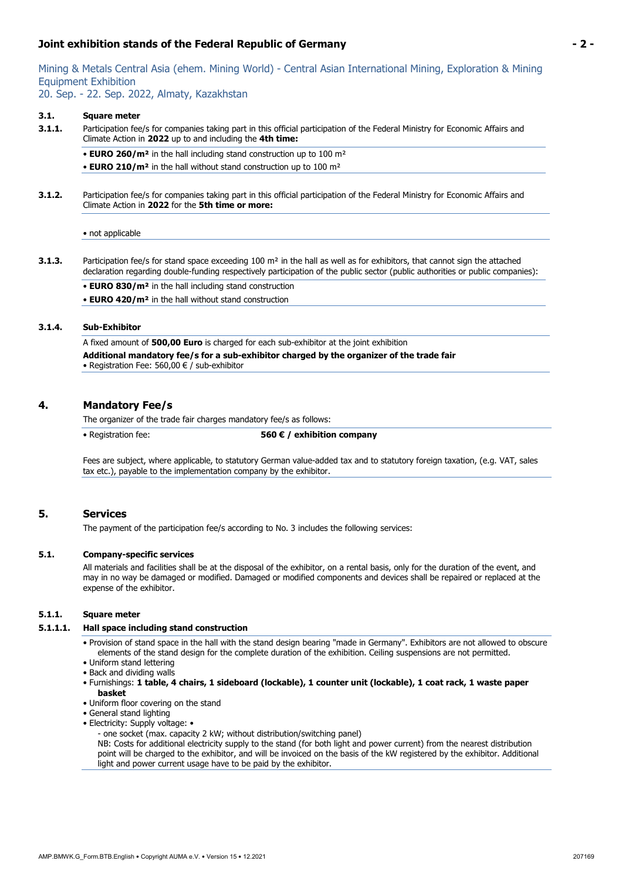Mining & Metals Central Asia (ehem. Mining World) - Central Asian International Mining, Exploration & Mining Equipment Exhibition
20. Sep. - 22. Sep. 2022, Almaty, Kazakhstan

### 3.1. Square meter

**3.1.1.** Participation fee/s for companies taking part in this official participation of the Federal Ministry for Economic Affairs and Climate Action in **2022** up to and including the **4th time:**

- **EURO 260/m²** in the hall including stand construction up to 100 m²
- **EURO 210/m²** in the hall without stand construction up to 100 m²

**3.1.2.** Participation fee/s for companies taking part in this official participation of the Federal Ministry for Economic Affairs and Climate Action in **2022** for the **5th time or more:**

- not applicable

**3.1.3.** Participation fee/s for stand space exceeding 100 m² in the hall as well as for exhibitors, that cannot sign the attached declaration regarding double-funding respectively participation of the public sector (public authorities or public companies):

- **EURO 830/m²** in the hall including stand construction
- **EURO 420/m²** in the hall without stand construction

**3.1.4. Sub-Exhibitor**

A fixed amount of **500,00 Euro** is charged for each sub-exhibitor at the joint exhibition

**Additional mandatory fee/s for a sub-exhibitor charged by the organizer of the trade fair**

- Registration Fee: 560,00 € / sub-exhibitor

## 4. Mandatory Fee/s

The organizer of the trade fair charges mandatory fee/s as follows:

- Registration fee: **560 € / exhibition company**

Fees are subject, where applicable, to statutory German value-added tax and to statutory foreign taxation, (e.g. VAT, sales tax etc.), payable to the implementation company by the exhibitor.

## 5. Services

The payment of the participation fee/s according to No. 3 includes the following services:

### 5.1. Company-specific services

All materials and facilities shall be at the disposal of the exhibitor, on a rental basis, only for the duration of the event, and may in no way be damaged or modified. Damaged or modified components and devices shall be repaired or replaced at the expense of the exhibitor.

**5.1.1. Square meter**

**5.1.1.1. Hall space including stand construction**

- Provision of stand space in the hall with the stand design bearing "made in Germany". Exhibitors are not allowed to obscure elements of the stand design for the complete duration of the exhibition. Ceiling suspensions are not permitted.
- Uniform stand lettering
- Back and dividing walls
- Furnishings: **1 table, 4 chairs, 1 sideboard (lockable), 1 counter unit (lockable), 1 coat rack, 1 waste paper basket**
- Uniform floor covering on the stand
- General stand lighting
- Electricity: Supply voltage: •
  - one socket (max. capacity 2 kW; without distribution/switching panel)

  NB: Costs for additional electricity supply to the stand (for both light and power current) from the nearest distribution point will be charged to the exhibitor, and will be invoiced on the basis of the kW registered by the exhibitor. Additional light and power current usage have to be paid by the exhibitor.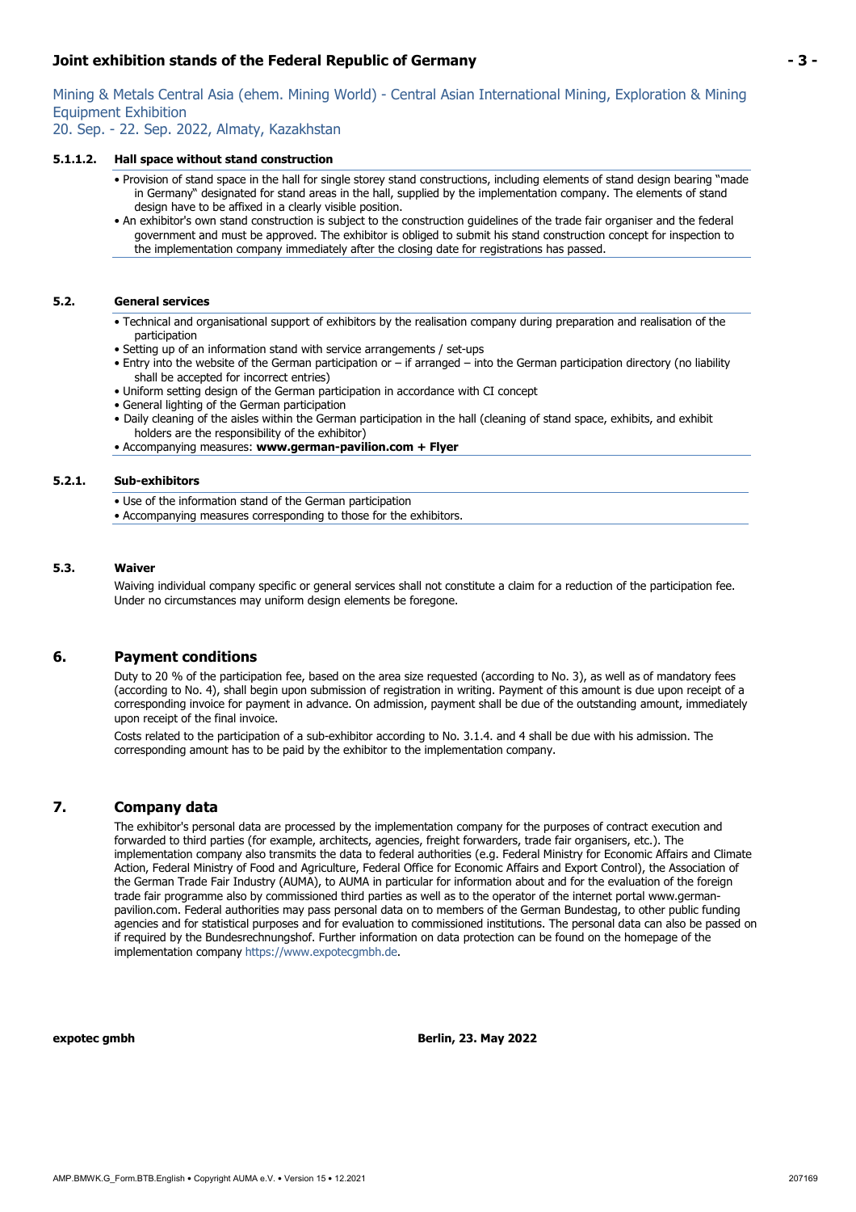#### 5.1.1.2. Hall space without stand construction

- Provision of stand space in the hall for single storey stand constructions, including elements of stand design bearing "made in Germany" designated for stand areas in the hall, supplied by the implementation company. The elements of stand design have to be affixed in a clearly visible position.
- An exhibitor's own stand construction is subject to the construction guidelines of the trade fair organiser and the federal government and must be approved. The exhibitor is obliged to submit his stand construction concept for inspection to the implementation company immediately after the closing date for registrations has passed.

### 5.2. General services

- Technical and organisational support of exhibitors by the realisation company during preparation and realisation of the participation
- Setting up of an information stand with service arrangements / set-ups
- Entry into the website of the German participation or – if arranged – into the German participation directory (no liability shall be accepted for incorrect entries)
- Uniform setting design of the German participation in accordance with CI concept
- General lighting of the German participation
- Daily cleaning of the aisles within the German participation in the hall (cleaning of stand space, exhibits, and exhibit holders are the responsibility of the exhibitor)
- Accompanying measures: **www.german-pavilion.com + Flyer**

#### 5.2.1. Sub-exhibitors

- Use of the information stand of the German participation
- Accompanying measures corresponding to those for the exhibitors.

### 5.3. Waiver

Waiving individual company specific or general services shall not constitute a claim for a reduction of the participation fee. Under no circumstances may uniform design elements be foregone.

## 6. Payment conditions

Duty to 20 % of the participation fee, based on the area size requested (according to No. 3), as well as of mandatory fees (according to No. 4), shall begin upon submission of registration in writing. Payment of this amount is due upon receipt of a corresponding invoice for payment in advance. On admission, payment shall be due of the outstanding amount, immediately upon receipt of the final invoice.

Costs related to the participation of a sub-exhibitor according to No. 3.1.4. and 4 shall be due with his admission. The corresponding amount has to be paid by the exhibitor to the implementation company.

## 7. Company data

The exhibitor's personal data are processed by the implementation company for the purposes of contract execution and forwarded to third parties (for example, architects, agencies, freight forwarders, trade fair organisers, etc.). The implementation company also transmits the data to federal authorities (e.g. Federal Ministry for Economic Affairs and Climate Action, Federal Ministry of Food and Agriculture, Federal Office for Economic Affairs and Export Control), the Association of the German Trade Fair Industry (AUMA), to AUMA in particular for information about and for the evaluation of the foreign trade fair programme also by commissioned third parties as well as to the operator of the internet portal www.german-pavilion.com. Federal authorities may pass personal data on to members of the German Bundestag, to other public funding agencies and for statistical purposes and for evaluation to commissioned institutions. The personal data can also be passed on if required by the Bundesrechnungshof. Further information on data protection can be found on the homepage of the implementation company https://www.expotecgmbh.de.

**expotec gmbh** **Berlin, 23. May 2022**